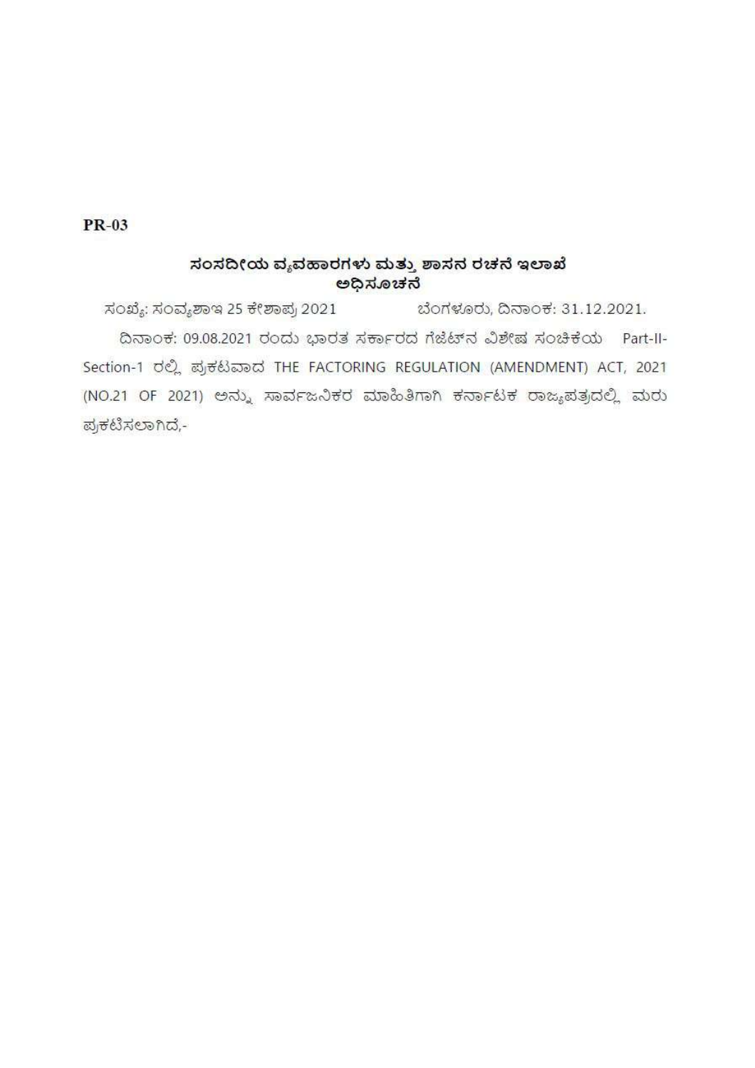**PR-03**

## ಸಂಸದೀಯ ವ್ಯವಹಾರಗಳು ಮತ್ತು ಶಾಸನ ರಚನೆ ಇಲಾಖೆ
## ಅಧಿಸೂಚನೆ

ಸಂಖ್ಯೆ: ಸಂವ್ಯಶಾಇ 25 ಕೇಶಾಪ್ರ 2021 ಬೆಂಗಳೂರು, ದಿನಾಂಕ: 31.12.2021.

ದಿನಾಂಕ: 09.08.2021 ರಂದು ಭಾರತ ಸರ್ಕಾರದ ಗೆಜೆಟ್‌ನ ವಿಶೇಷ ಸಂಚಿಕೆಯ Part-II-Section-1 ರಲ್ಲಿ ಪ್ರಕಟವಾದ THE FACTORING REGULATION (AMENDMENT) ACT, 2021 (NO.21 OF 2021) ಅನ್ನು ಸಾರ್ವಜನಿಕರ ಮಾಹಿತಿಗಾಗಿ ಕರ್ನಾಟಕ ರಾಜ್ಯಪತ್ರದಲ್ಲಿ ಮರು ಪ್ರಕಟಿಸಲಾಗಿದೆ,-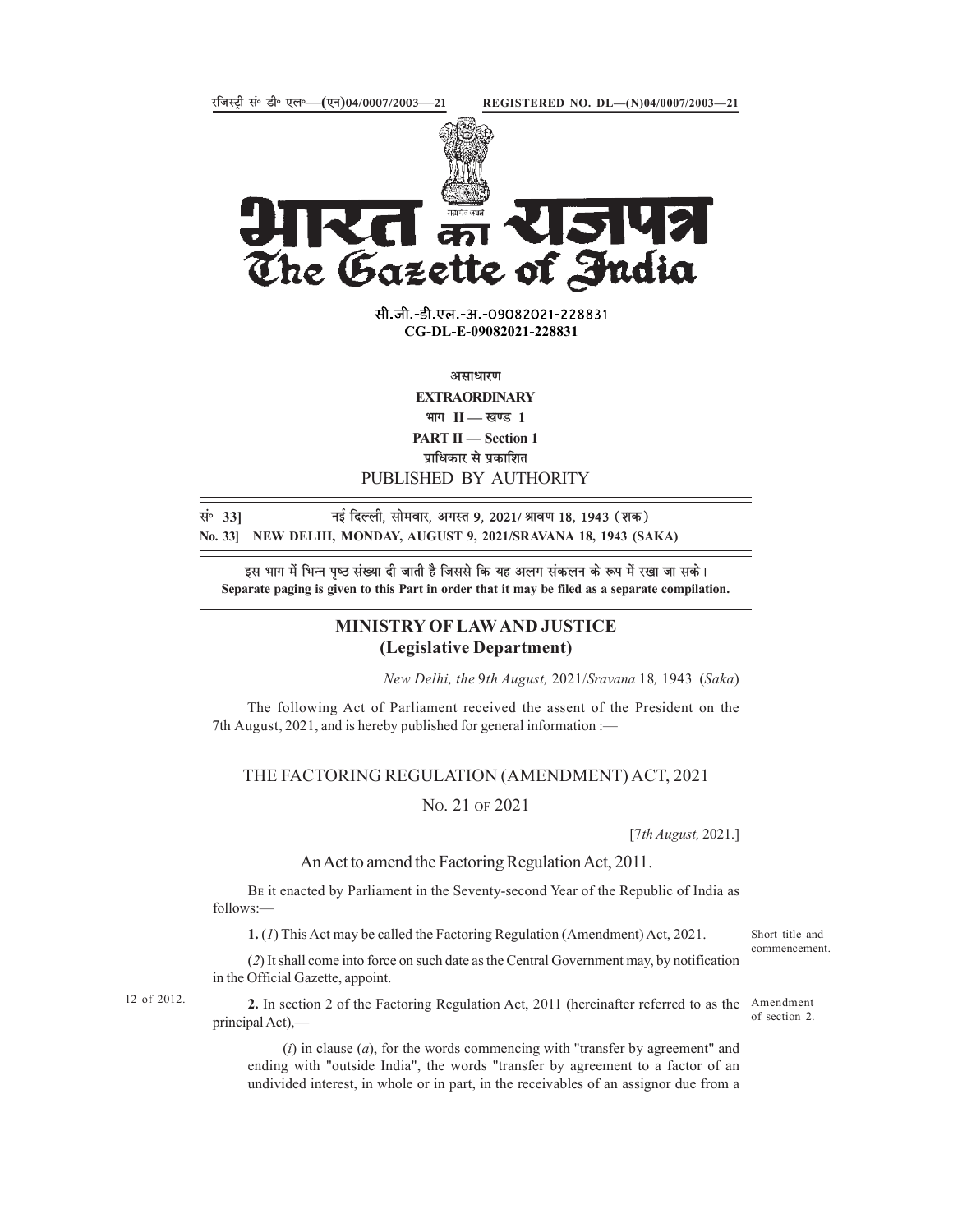रजिस्ट्री सं॰ डी॰ एल॰—(एन)04/0007/2003—21 REGISTERED NO. DL—(N)04/0007/2003—21

भारत का राजपत्र
The Gazette of India

सी.जी.-डी.एल.-अ.-09082021-228831
**CG-DL-E-09082021-228831**

असाधारण
**EXTRAORDINARY**
भाग II — खण्ड 1
**PART II — Section 1**
प्राधिकार से प्रकाशित
PUBLISHED BY AUTHORITY

सं॰ 33] नई दिल्ली, सोमवार, अगस्त 9, 2021/ श्रावण 18, 1943 (शक)
**No. 33] NEW DELHI, MONDAY, AUGUST 9, 2021/SRAVANA 18, 1943 (SAKA)**

इस भाग में भिन्न पृष्ठ संख्या दी जाती है जिससे कि यह अलग संकलन के रूप में रखा जा सके।
**Separate paging is given to this Part in order that it may be filed as a separate compilation.**

## MINISTRY OF LAW AND JUSTICE
## (Legislative Department)

*New Delhi, the 9th August,* 2021/*Sravana* 18*,* 1943 (*Saka*)

The following Act of Parliament received the assent of the President on the 7th August, 2021, and is hereby published for general information :—

# THE FACTORING REGULATION (AMENDMENT) ACT, 2021

No. 21 of 2021

[7*th August,* 2021.]

An Act to amend the Factoring Regulation Act, 2011.

Be it enacted by Parliament in the Seventy-second Year of the Republic of India as follows:—

Short title and commencement.

**1.** (*1*) This Act may be called the Factoring Regulation (Amendment) Act, 2021.

(*2*) It shall come into force on such date as the Central Government may, by notification in the Official Gazette, appoint.

12 of 2012.

Amendment of section 2.

**2.** In section 2 of the Factoring Regulation Act, 2011 (hereinafter referred to as the principal Act),—

(*i*) in clause (*a*), for the words commencing with "transfer by agreement" and ending with "outside India", the words "transfer by agreement to a factor of an undivided interest, in whole or in part, in the receivables of an assignor due from a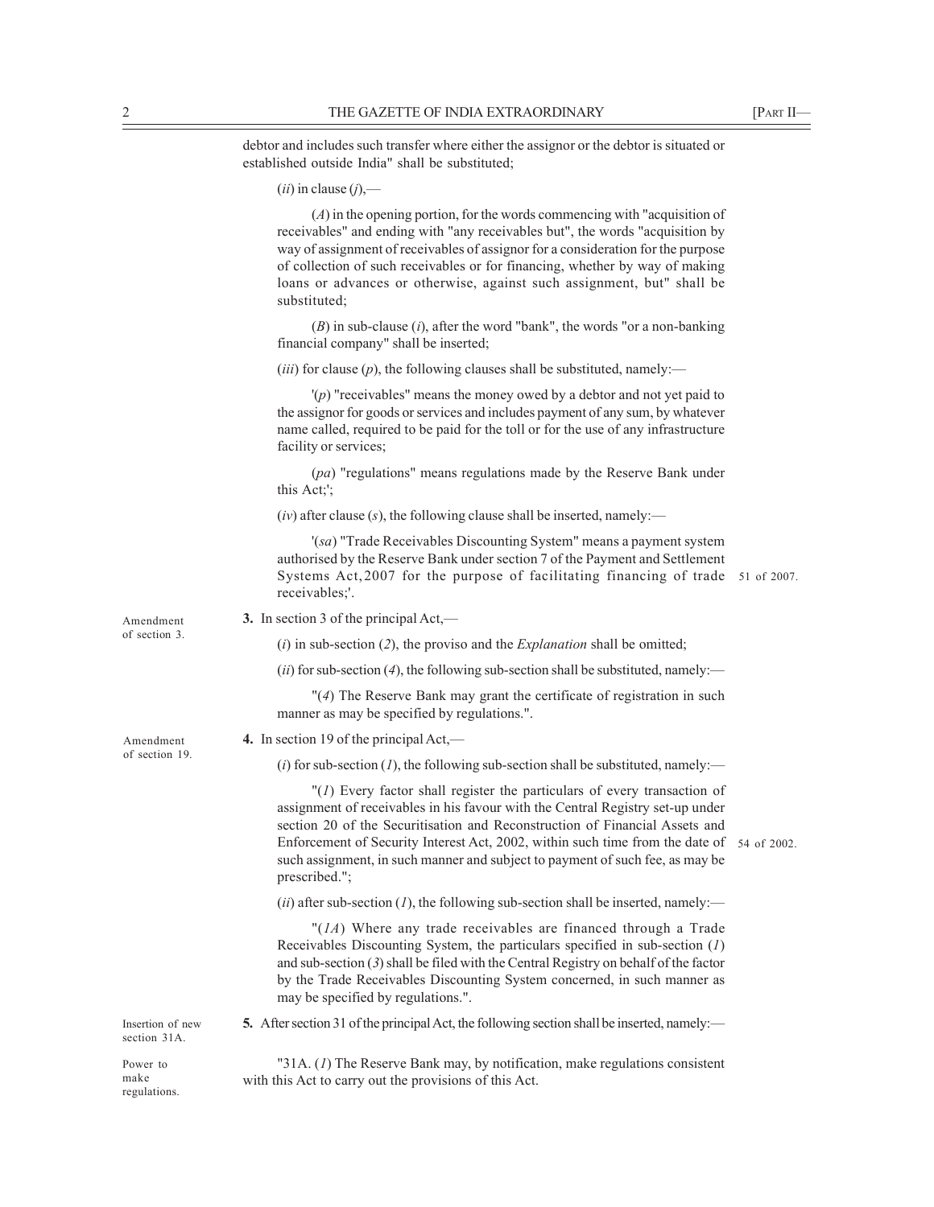debtor and includes such transfer where either the assignor or the debtor is situated or established outside India" shall be substituted;

(*ii*) in clause (*j*),—

(*A*) in the opening portion, for the words commencing with "acquisition of receivables" and ending with "any receivables but", the words "acquisition by way of assignment of receivables of assignor for a consideration for the purpose of collection of such receivables or for financing, whether by way of making loans or advances or otherwise, against such assignment, but" shall be substituted;

(*B*) in sub-clause (*i*), after the word "bank", the words "or a non-banking financial company" shall be inserted;

(*iii*) for clause (*p*), the following clauses shall be substituted, namely:—

'(*p*) "receivables" means the money owed by a debtor and not yet paid to the assignor for goods or services and includes payment of any sum, by whatever name called, required to be paid for the toll or for the use of any infrastructure facility or services;

(*pa*) "regulations" means regulations made by the Reserve Bank under this Act;';

(*iv*) after clause (*s*), the following clause shall be inserted, namely:—

'(*sa*) "Trade Receivables Discounting System" means a payment system authorised by the Reserve Bank under section 7 of the Payment and Settlement Systems Act, 2007 for the purpose of facilitating financing of trade receivables;'.

51 of 2007.

Amendment of section 3.

**3.** In section 3 of the principal Act,—

(*i*) in sub-section (*2*), the proviso and the *Explanation* shall be omitted;

(*ii*) for sub-section (*4*), the following sub-section shall be substituted, namely:—

"(*4*) The Reserve Bank may grant the certificate of registration in such manner as may be specified by regulations.".

Amendment of section 19.

**4.** In section 19 of the principal Act,—

(*i*) for sub-section (*1*), the following sub-section shall be substituted, namely:—

"(*1*) Every factor shall register the particulars of every transaction of assignment of receivables in his favour with the Central Registry set-up under section 20 of the Securitisation and Reconstruction of Financial Assets and Enforcement of Security Interest Act, 2002, within such time from the date of such assignment, in such manner and subject to payment of such fee, as may be prescribed.";

54 of 2002.

(*ii*) after sub-section (*1*), the following sub-section shall be inserted, namely:—

"(*1A*) Where any trade receivables are financed through a Trade Receivables Discounting System, the particulars specified in sub-section (*1*) and sub-section (*3*) shall be filed with the Central Registry on behalf of the factor by the Trade Receivables Discounting System concerned, in such manner as may be specified by regulations.".

Insertion of new section 31A.

**5.** After section 31 of the principal Act, the following section shall be inserted, namely:—

Power to make regulations.

"31A. (*1*) The Reserve Bank may, by notification, make regulations consistent with this Act to carry out the provisions of this Act.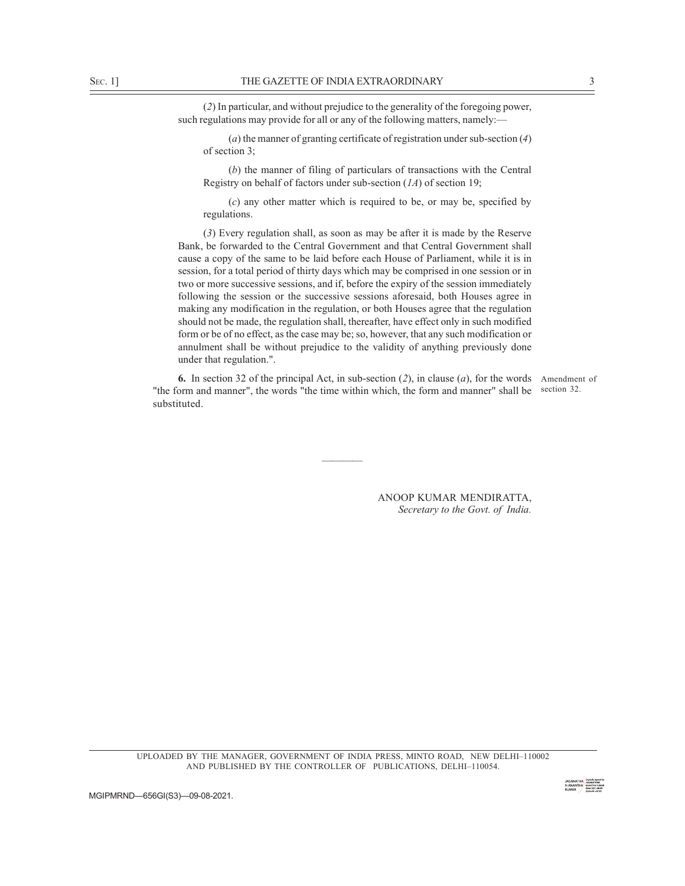(*2*) In particular, and without prejudice to the generality of the foregoing power, such regulations may provide for all or any of the following matters, namely:—

(*a*) the manner of granting certificate of registration under sub-section (*4*) of section 3;

(*b*) the manner of filing of particulars of transactions with the Central Registry on behalf of factors under sub-section (*1A*) of section 19;

(*c*) any other matter which is required to be, or may be, specified by regulations.

(*3*) Every regulation shall, as soon as may be after it is made by the Reserve Bank, be forwarded to the Central Government and that Central Government shall cause a copy of the same to be laid before each House of Parliament, while it is in session, for a total period of thirty days which may be comprised in one session or in two or more successive sessions, and if, before the expiry of the session immediately following the session or the successive sessions aforesaid, both Houses agree in making any modification in the regulation, or both Houses agree that the regulation should not be made, the regulation shall, thereafter, have effect only in such modified form or be of no effect, as the case may be; so, however, that any such modification or annulment shall be without prejudice to the validity of anything previously done under that regulation.".

Amendment of section 32.

**6.** In section 32 of the principal Act, in sub-section (*2*), in clause (*a*), for the words "the form and manner", the words "the time within which, the form and manner" shall be substituted.

————

ANOOP KUMAR MENDIRATTA,
*Secretary to the Govt. of India.*

UPLOADED BY THE MANAGER, GOVERNMENT OF INDIA PRESS, MINTO ROAD, NEW DELHI–110002
AND PUBLISHED BY THE CONTROLLER OF PUBLICATIONS, DELHI–110054.

MGIPMRND—656GI(S3)—09-08-2021.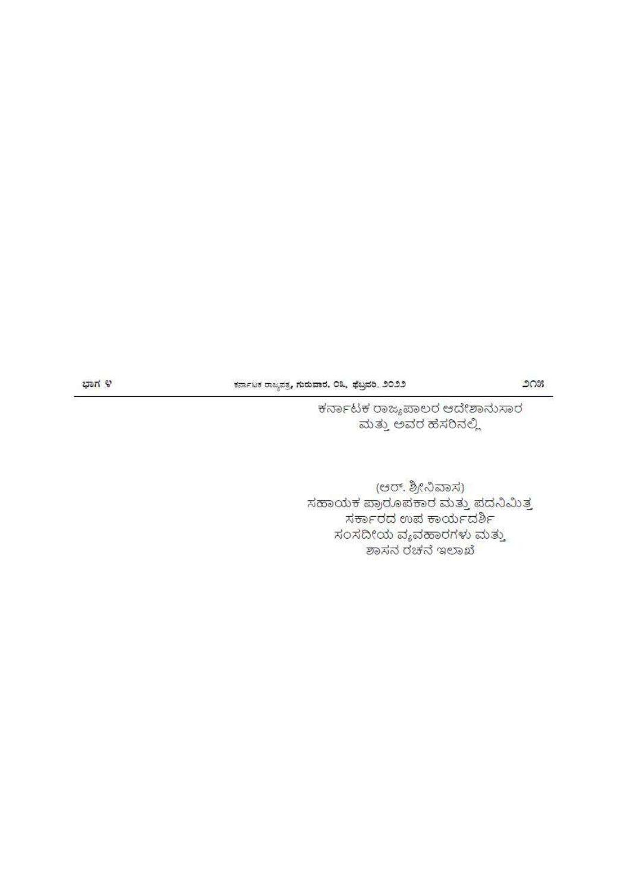ಕರ್ನಾಟಕ ರಾಜ್ಯಪಾಲರ ಆದೇಶಾನುಸಾರ
ಮತ್ತು ಅವರ ಹೆಸರಿನಲ್ಲಿ

(ಆರ್. ಶ್ರೀನಿವಾಸ)
ಸಹಾಯಕ ಪ್ರಾರೂಪಕಾರ ಮತ್ತು ಪದನಿಮಿತ್ತ
ಸರ್ಕಾರದ ಉಪ ಕಾರ್ಯದರ್ಶಿ
ಸಂಸದೀಯ ವ್ಯವಹಾರಗಳು ಮತ್ತು
ಶಾಸನ ರಚನೆ ಇಲಾಖೆ